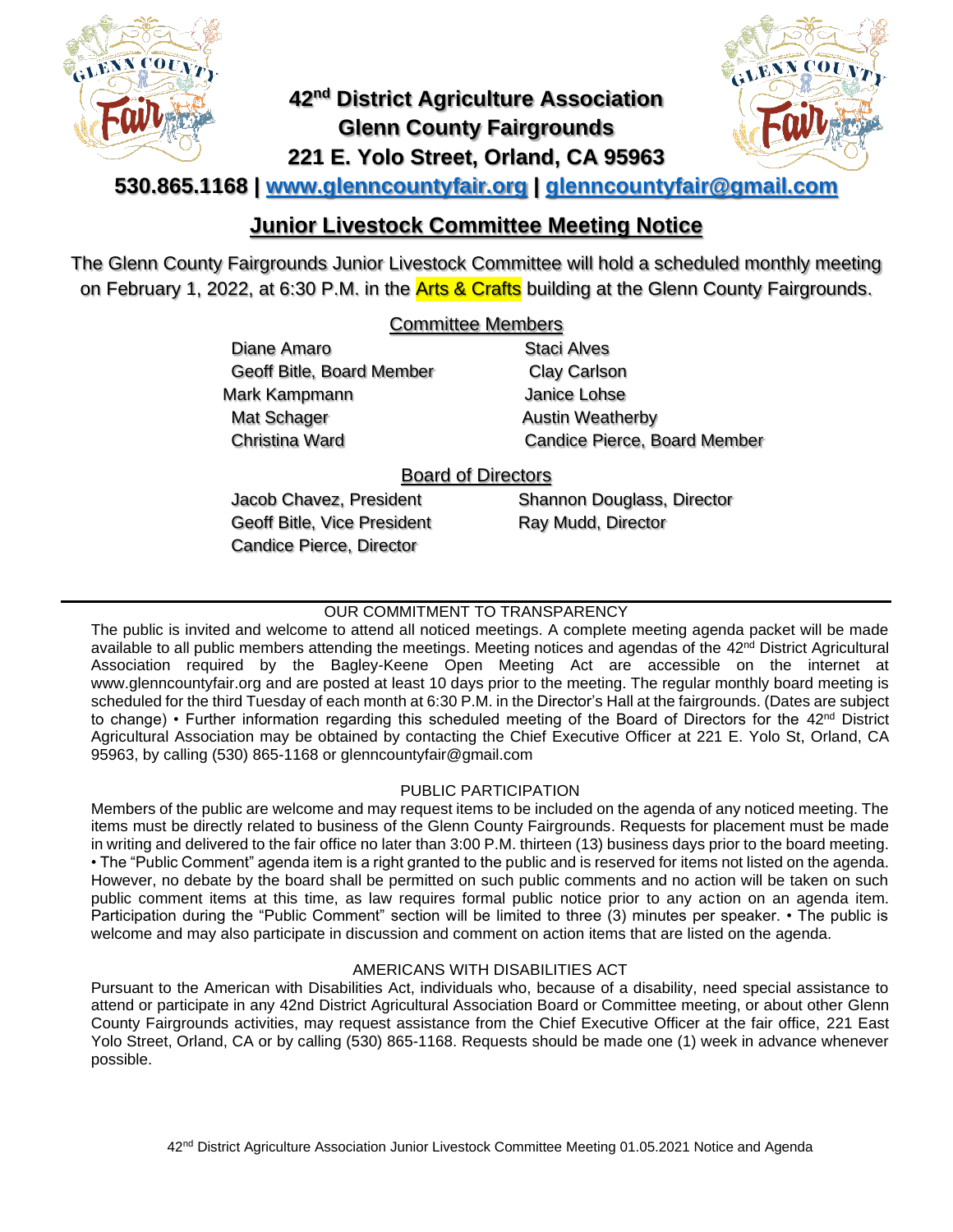# 42nd District Agriculture Association
# Glenn County Fairgrounds
# 221 E. Yolo Street, Orland, CA 95963

**530.865.1168 | www.glenncountyfair.org | glenncountyfair@gmail.com**

## Junior Livestock Committee Meeting Notice

The Glenn County Fairgrounds Junior Livestock Committee will hold a scheduled monthly meeting on February 1, 2022, at 6:30 P.M. in the Arts & Crafts building at the Glenn County Fairgrounds.

### Committee Members

Diane Amaro
Geoff Bitle, Board Member
Mark Kampmann
Mat Schager
Christina Ward
Staci Alves
Clay Carlson
Janice Lohse
Austin Weatherby
Candice Pierce, Board Member

### Board of Directors

Jacob Chavez, President
Geoff Bitle, Vice President
Candice Pierce, Director
Shannon Douglass, Director
Ray Mudd, Director

---

OUR COMMITMENT TO TRANSPARENCY

The public is invited and welcome to attend all noticed meetings. A complete meeting agenda packet will be made available to all public members attending the meetings. Meeting notices and agendas of the 42nd District Agricultural Association required by the Bagley-Keene Open Meeting Act are accessible on the internet at www.glenncountyfair.org and are posted at least 10 days prior to the meeting. The regular monthly board meeting is scheduled for the third Tuesday of each month at 6:30 P.M. in the Director's Hall at the fairgrounds. (Dates are subject to change) • Further information regarding this scheduled meeting of the Board of Directors for the 42nd District Agricultural Association may be obtained by contacting the Chief Executive Officer at 221 E. Yolo St, Orland, CA 95963, by calling (530) 865-1168 or glenncountyfair@gmail.com

PUBLIC PARTICIPATION

Members of the public are welcome and may request items to be included on the agenda of any noticed meeting. The items must be directly related to business of the Glenn County Fairgrounds. Requests for placement must be made in writing and delivered to the fair office no later than 3:00 P.M. thirteen (13) business days prior to the board meeting. • The "Public Comment" agenda item is a right granted to the public and is reserved for items not listed on the agenda. However, no debate by the board shall be permitted on such public comments and no action will be taken on such public comment items at this time, as law requires formal public notice prior to any action on an agenda item. Participation during the "Public Comment" section will be limited to three (3) minutes per speaker. • The public is welcome and may also participate in discussion and comment on action items that are listed on the agenda.

AMERICANS WITH DISABILITIES ACT

Pursuant to the American with Disabilities Act, individuals who, because of a disability, need special assistance to attend or participate in any 42nd District Agricultural Association Board or Committee meeting, or about other Glenn County Fairgrounds activities, may request assistance from the Chief Executive Officer at the fair office, 221 East Yolo Street, Orland, CA or by calling (530) 865-1168. Requests should be made one (1) week in advance whenever possible.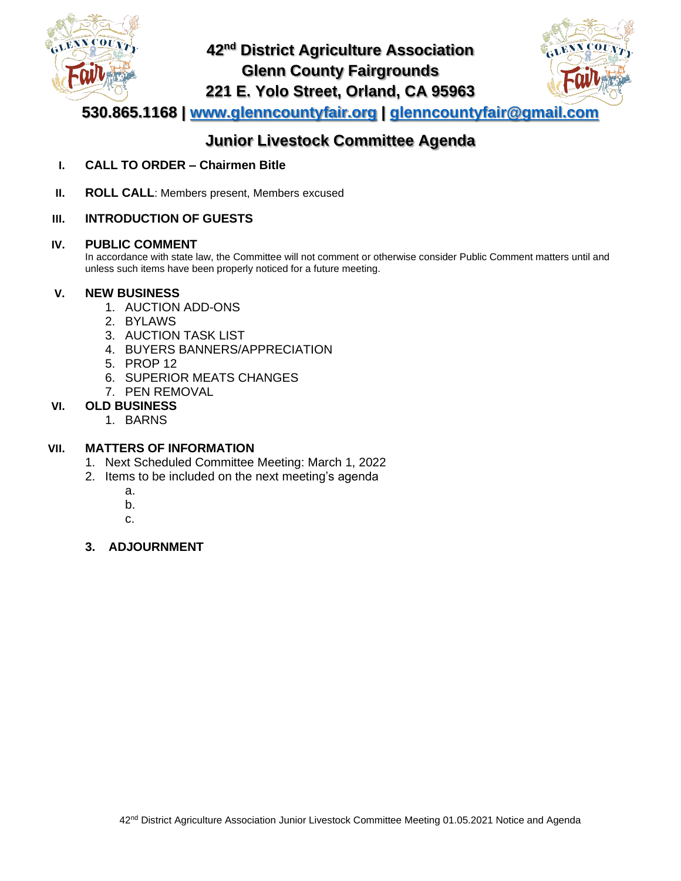# 42nd District Agriculture Association
## Glenn County Fairgrounds
## 221 E. Yolo Street, Orland, CA 95963

**530.865.1168 | www.glenncountyfair.org | glenncountyfair@gmail.com**

## Junior Livestock Committee Agenda

**I. CALL TO ORDER – Chairmen Bitle**

**II. ROLL CALL**: Members present, Members excused

**III. INTRODUCTION OF GUESTS**

**IV. PUBLIC COMMENT**

In accordance with state law, the Committee will not comment or otherwise consider Public Comment matters until and unless such items have been properly noticed for a future meeting.

**V. NEW BUSINESS**

1. AUCTION ADD-ONS
2. BYLAWS
3. AUCTION TASK LIST
4. BUYERS BANNERS/APPRECIATION
5. PROP 12
6. SUPERIOR MEATS CHANGES
7. PEN REMOVAL

**VI. OLD BUSINESS**

1. BARNS

**VII. MATTERS OF INFORMATION**

1. Next Scheduled Committee Meeting: March 1, 2022
2. Items to be included on the next meeting's agenda
   a.
   b.
   c.

**3. ADJOURNMENT**

42nd District Agriculture Association Junior Livestock Committee Meeting 01.05.2021 Notice and Agenda